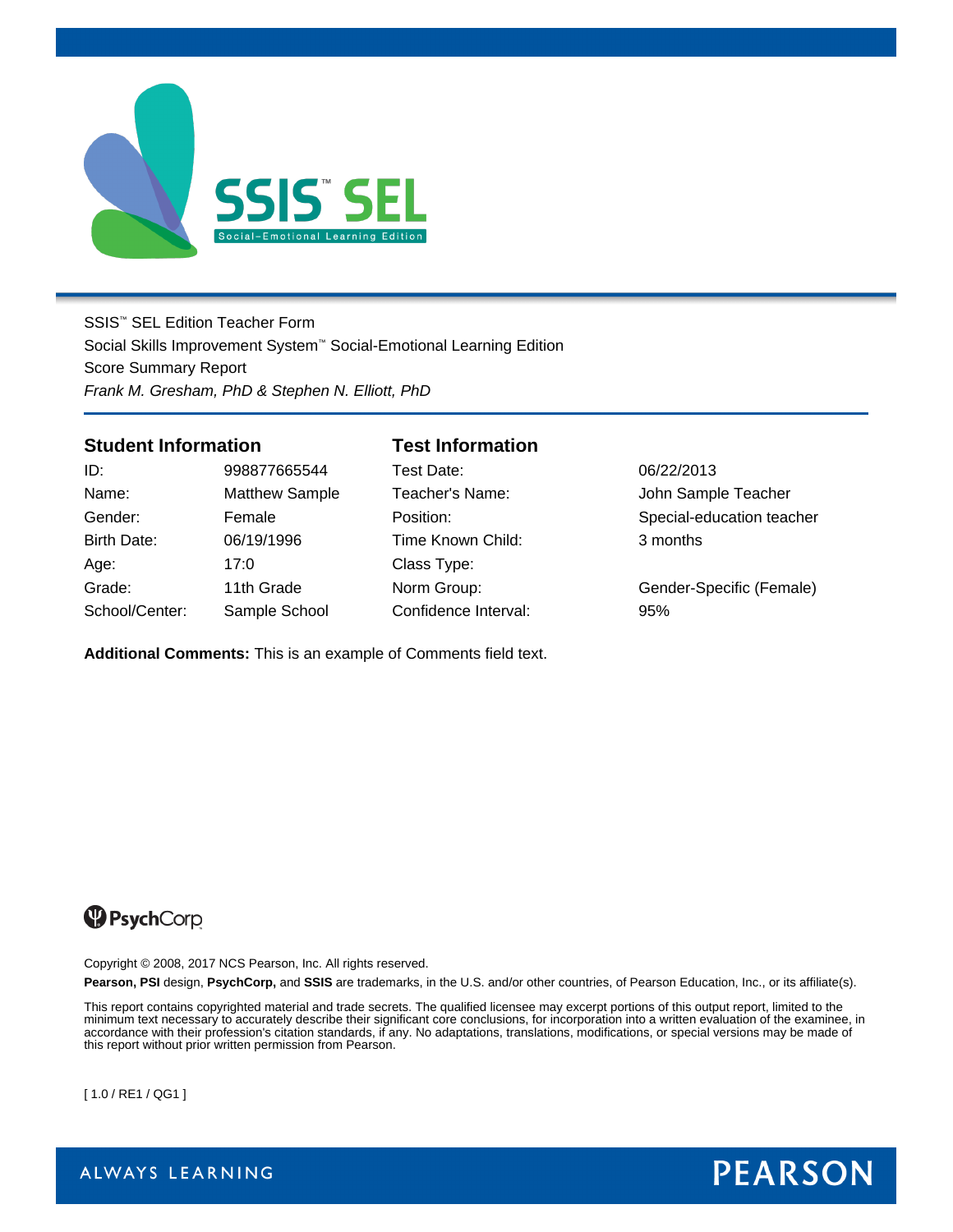SSIS™ SEL Edition Teacher Form

Social Skills Improvement System™ Social-Emotional Learning Edition

Score Summary Report

*Frank M. Gresham, PhD & Stephen N. Elliott, PhD*

## Student Information

| | |
|---|---|
| ID: | 998877665544 |
| Name: | Matthew Sample |
| Gender: | Female |
| Birth Date: | 06/19/1996 |
| Age: | 17:0 |
| Grade: | 11th Grade |
| School/Center: | Sample School |

## Test Information

| | |
|---|---|
| Test Date: | 06/22/2013 |
| Teacher's Name: | John Sample Teacher |
| Position: | Special-education teacher |
| Time Known Child: | 3 months |
| Class Type: | |
| Norm Group: | Gender-Specific (Female) |
| Confidence Interval: | 95% |

**Additional Comments:** This is an example of Comments field text.

PsychCorp

Copyright © 2008, 2017 NCS Pearson, Inc. All rights reserved.

**Pearson, PSI** design, **PsychCorp,** and **SSIS** are trademarks, in the U.S. and/or other countries, of Pearson Education, Inc., or its affiliate(s).

This report contains copyrighted material and trade secrets. The qualified licensee may excerpt portions of this output report, limited to the minimum text necessary to accurately describe their significant core conclusions, for incorporation into a written evaluation of the examinee, in accordance with their profession's citation standards, if any. No adaptations, translations, modifications, or special versions may be made of this report without prior written permission from Pearson.

[ 1.0 / RE1 / QG1 ]

ALWAYS LEARNING

PEARSON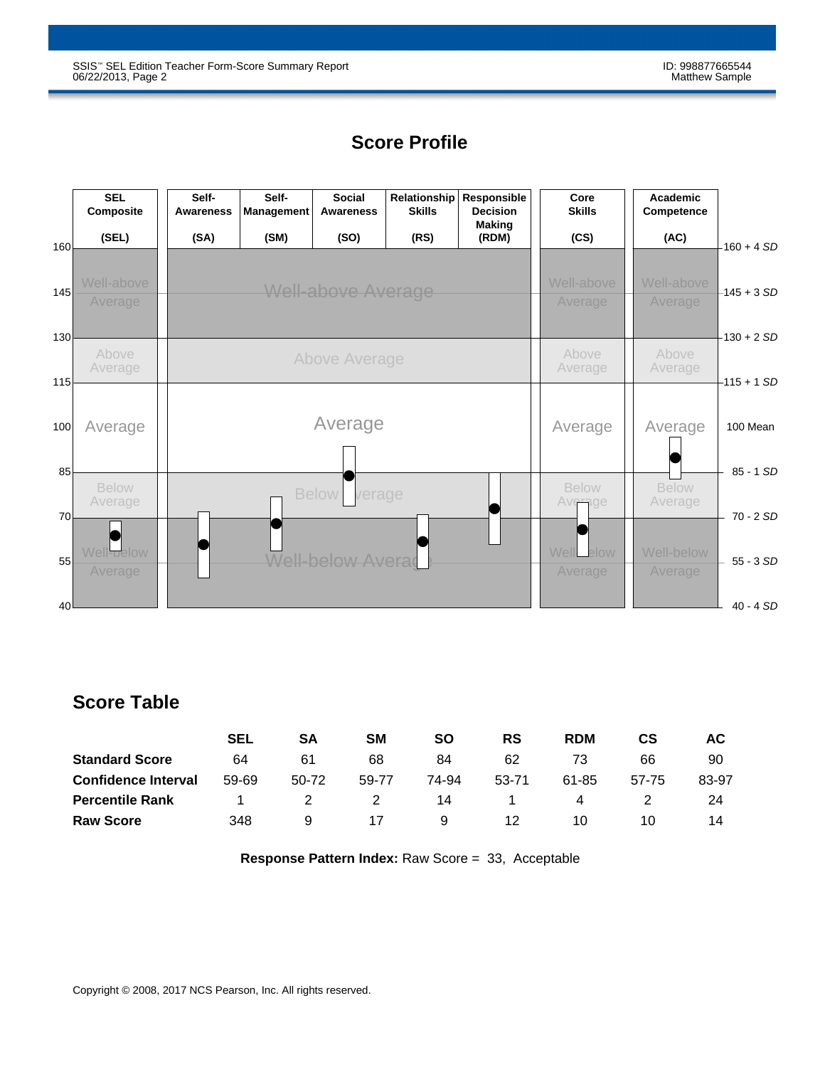## Score Profile

| | SEL Composite (SEL) | Self-Awareness (SA) | Self-Management (SM) | Social Awareness (SO) | Relationship Skills (RS) | Responsible Decision Making (RDM) | Core Skills (CS) | Academic Competence (AC) | |
|---|---|---|---|---|---|---|---|---|---|
| 160 | | | | | | | | | 160 + 4 *SD* |
| 145 | Well-above Average | Well-above Average | | | | | Well-above Average | Well-above Average | 145 + 3 *SD* |
| 130 | | | | | | | | | 130 + 2 *SD* |
| | Above Average | Above Average | | | | | Above Average | Above Average | |
| 115 | | | | | | | | | 115 + 1 *SD* |
| 100 | Average | Average | | | | | Average | Average | 100 Mean |
| 85 | | | | | | | | | 85 - 1 *SD* |
| | Below Average | Below Average | | | | | Below Average | Below Average | |
| 70 | | | | | | | | | 70 - 2 *SD* |
| 55 | Well-below Average | Well-below Average | | | | | Well-below Average | Well-below Average | 55 - 3 *SD* |
| 40 | | | | | | | | | 40 - 4 *SD* |

## Score Table

| | SEL | SA | SM | SO | RS | RDM | CS | AC |
|---|---|---|---|---|---|---|---|---|
| **Standard Score** | 64 | 61 | 68 | 84 | 62 | 73 | 66 | 90 |
| **Confidence Interval** | 59-69 | 50-72 | 59-77 | 74-94 | 53-71 | 61-85 | 57-75 | 83-97 |
| **Percentile Rank** | 1 | 2 | 2 | 14 | 1 | 4 | 2 | 24 |
| **Raw Score** | 348 | 9 | 17 | 9 | 12 | 10 | 10 | 14 |

**Response Pattern Index:** Raw Score = 33, Acceptable

Copyright © 2008, 2017 NCS Pearson, Inc. All rights reserved.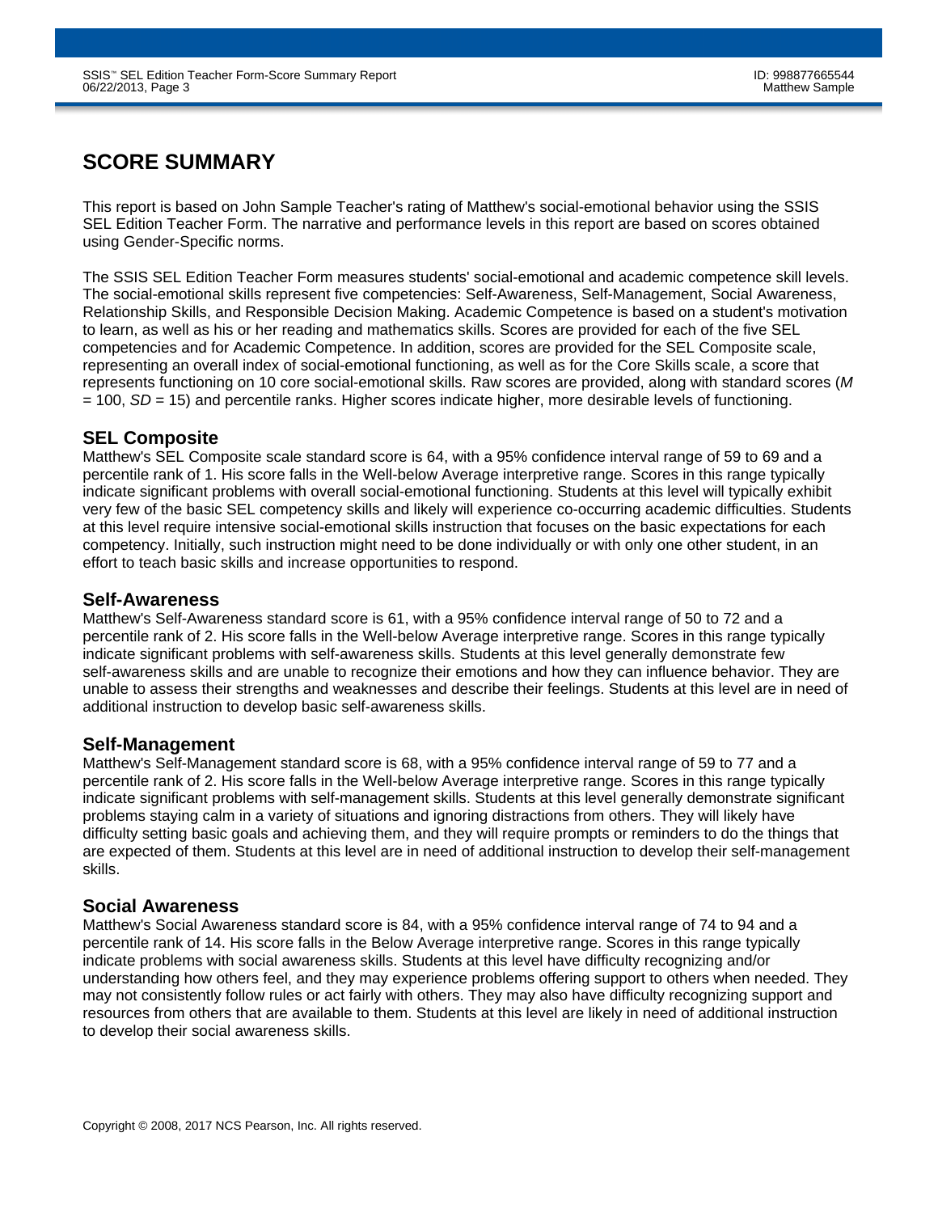# SCORE SUMMARY

This report is based on John Sample Teacher's rating of Matthew's social-emotional behavior using the SSIS SEL Edition Teacher Form. The narrative and performance levels in this report are based on scores obtained using Gender-Specific norms.

The SSIS SEL Edition Teacher Form measures students' social-emotional and academic competence skill levels. The social-emotional skills represent five competencies: Self-Awareness, Self-Management, Social Awareness, Relationship Skills, and Responsible Decision Making. Academic Competence is based on a student's motivation to learn, as well as his or her reading and mathematics skills. Scores are provided for each of the five SEL competencies and for Academic Competence. In addition, scores are provided for the SEL Composite scale, representing an overall index of social-emotional functioning, as well as for the Core Skills scale, a score that represents functioning on 10 core social-emotional skills. Raw scores are provided, along with standard scores (*M* = 100, *SD* = 15) and percentile ranks. Higher scores indicate higher, more desirable levels of functioning.

## SEL Composite

Matthew's SEL Composite scale standard score is 64, with a 95% confidence interval range of 59 to 69 and a percentile rank of 1. His score falls in the Well-below Average interpretive range. Scores in this range typically indicate significant problems with overall social-emotional functioning. Students at this level will typically exhibit very few of the basic SEL competency skills and likely will experience co-occurring academic difficulties. Students at this level require intensive social-emotional skills instruction that focuses on the basic expectations for each competency. Initially, such instruction might need to be done individually or with only one other student, in an effort to teach basic skills and increase opportunities to respond.

## Self-Awareness

Matthew's Self-Awareness standard score is 61, with a 95% confidence interval range of 50 to 72 and a percentile rank of 2. His score falls in the Well-below Average interpretive range. Scores in this range typically indicate significant problems with self-awareness skills. Students at this level generally demonstrate few self-awareness skills and are unable to recognize their emotions and how they can influence behavior. They are unable to assess their strengths and weaknesses and describe their feelings. Students at this level are in need of additional instruction to develop basic self-awareness skills.

## Self-Management

Matthew's Self-Management standard score is 68, with a 95% confidence interval range of 59 to 77 and a percentile rank of 2. His score falls in the Well-below Average interpretive range. Scores in this range typically indicate significant problems with self-management skills. Students at this level generally demonstrate significant problems staying calm in a variety of situations and ignoring distractions from others. They will likely have difficulty setting basic goals and achieving them, and they will require prompts or reminders to do the things that are expected of them. Students at this level are in need of additional instruction to develop their self-management skills.

## Social Awareness

Matthew's Social Awareness standard score is 84, with a 95% confidence interval range of 74 to 94 and a percentile rank of 14. His score falls in the Below Average interpretive range. Scores in this range typically indicate problems with social awareness skills. Students at this level have difficulty recognizing and/or understanding how others feel, and they may experience problems offering support to others when needed. They may not consistently follow rules or act fairly with others. They may also have difficulty recognizing support and resources from others that are available to them. Students at this level are likely in need of additional instruction to develop their social awareness skills.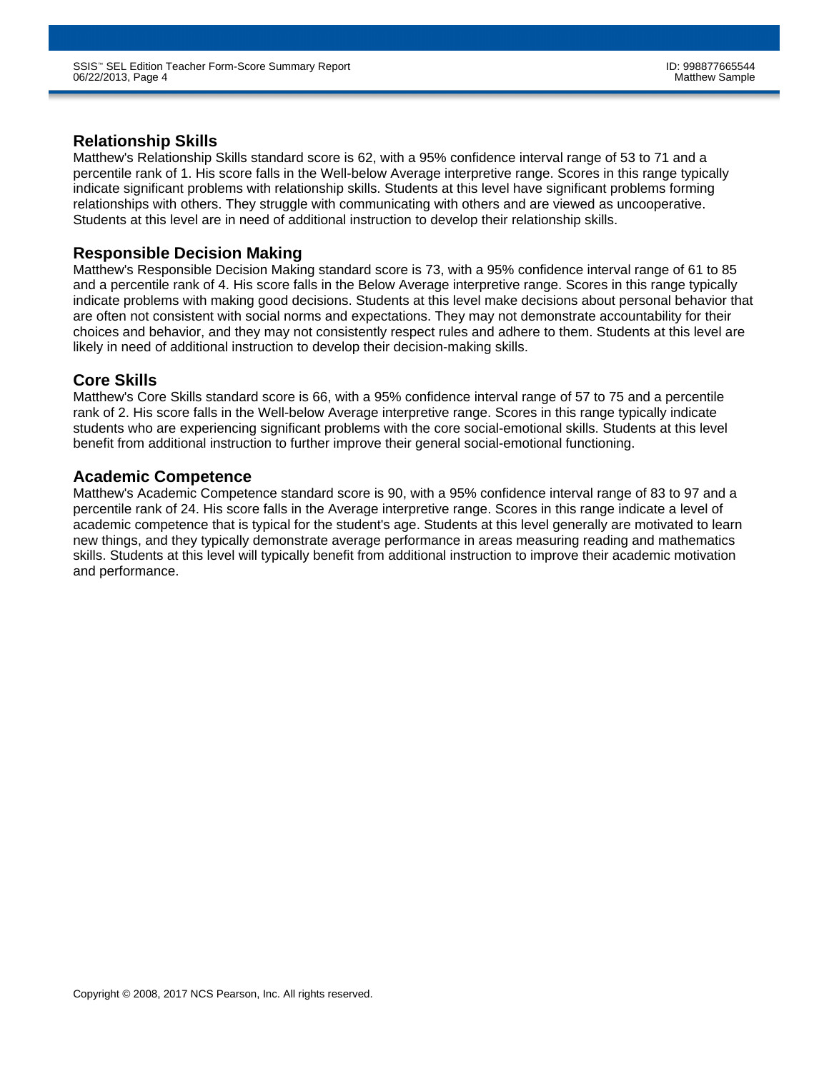## Relationship Skills

Matthew's Relationship Skills standard score is 62, with a 95% confidence interval range of 53 to 71 and a percentile rank of 1. His score falls in the Well-below Average interpretive range. Scores in this range typically indicate significant problems with relationship skills. Students at this level have significant problems forming relationships with others. They struggle with communicating with others and are viewed as uncooperative. Students at this level are in need of additional instruction to develop their relationship skills.

## Responsible Decision Making

Matthew's Responsible Decision Making standard score is 73, with a 95% confidence interval range of 61 to 85 and a percentile rank of 4. His score falls in the Below Average interpretive range. Scores in this range typically indicate problems with making good decisions. Students at this level make decisions about personal behavior that are often not consistent with social norms and expectations. They may not demonstrate accountability for their choices and behavior, and they may not consistently respect rules and adhere to them. Students at this level are likely in need of additional instruction to develop their decision-making skills.

## Core Skills

Matthew's Core Skills standard score is 66, with a 95% confidence interval range of 57 to 75 and a percentile rank of 2. His score falls in the Well-below Average interpretive range. Scores in this range typically indicate students who are experiencing significant problems with the core social-emotional skills. Students at this level benefit from additional instruction to further improve their general social-emotional functioning.

## Academic Competence

Matthew's Academic Competence standard score is 90, with a 95% confidence interval range of 83 to 97 and a percentile rank of 24. His score falls in the Average interpretive range. Scores in this range indicate a level of academic competence that is typical for the student's age. Students at this level generally are motivated to learn new things, and they typically demonstrate average performance in areas measuring reading and mathematics skills. Students at this level will typically benefit from additional instruction to improve their academic motivation and performance.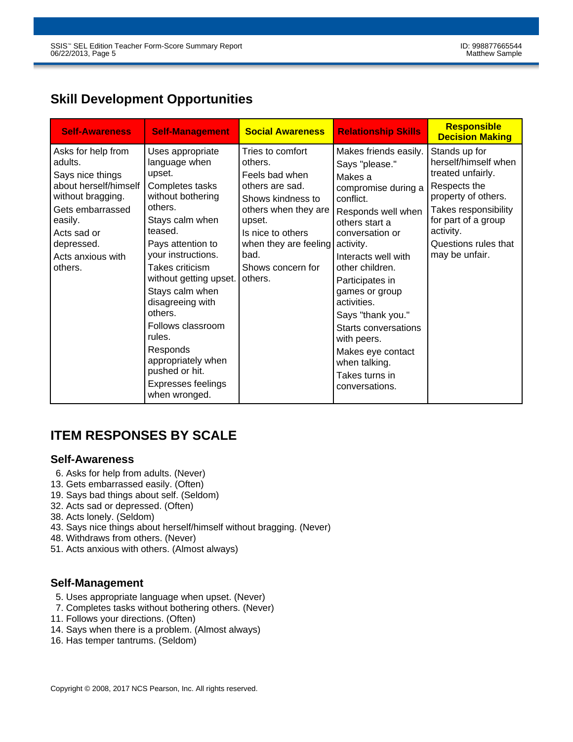## Skill Development Opportunities

| Self-Awareness | Self-Management | Social Awareness | Relationship Skills | Responsible Decision Making |
|---|---|---|---|---|
| Asks for help from adults.<br>Says nice things about herself/himself without bragging.<br>Gets embarrassed easily.<br>Acts sad or depressed.<br>Acts anxious with others. | Uses appropriate language when upset.<br>Completes tasks without bothering others.<br>Stays calm when teased.<br>Pays attention to your instructions.<br>Takes criticism without getting upset.<br>Stays calm when disagreeing with others.<br>Follows classroom rules.<br>Responds appropriately when pushed or hit.<br>Expresses feelings when wronged. | Tries to comfort others.<br>Feels bad when others are sad.<br>Shows kindness to others when they are upset.<br>Is nice to others when they are feeling bad.<br>Shows concern for others. | Makes friends easily.<br>Says "please."<br>Makes a compromise during a conflict.<br>Responds well when others start a conversation or activity.<br>Interacts well with other children.<br>Participates in games or group activities.<br>Says "thank you."<br>Starts conversations with peers.<br>Makes eye contact when talking.<br>Takes turns in conversations. | Stands up for herself/himself when treated unfairly.<br>Respects the property of others.<br>Takes responsibility for part of a group activity.<br>Questions rules that may be unfair. |

## ITEM RESPONSES BY SCALE

### Self-Awareness

6. Asks for help from adults. (Never)
13. Gets embarrassed easily. (Often)
19. Says bad things about self. (Seldom)
32. Acts sad or depressed. (Often)
38. Acts lonely. (Seldom)
43. Says nice things about herself/himself without bragging. (Never)
48. Withdraws from others. (Never)
51. Acts anxious with others. (Almost always)

### Self-Management

5. Uses appropriate language when upset. (Never)
7. Completes tasks without bothering others. (Never)
11. Follows your directions. (Often)
14. Says when there is a problem. (Almost always)
16. Has temper tantrums. (Seldom)

Copyright © 2008, 2017 NCS Pearson, Inc. All rights reserved.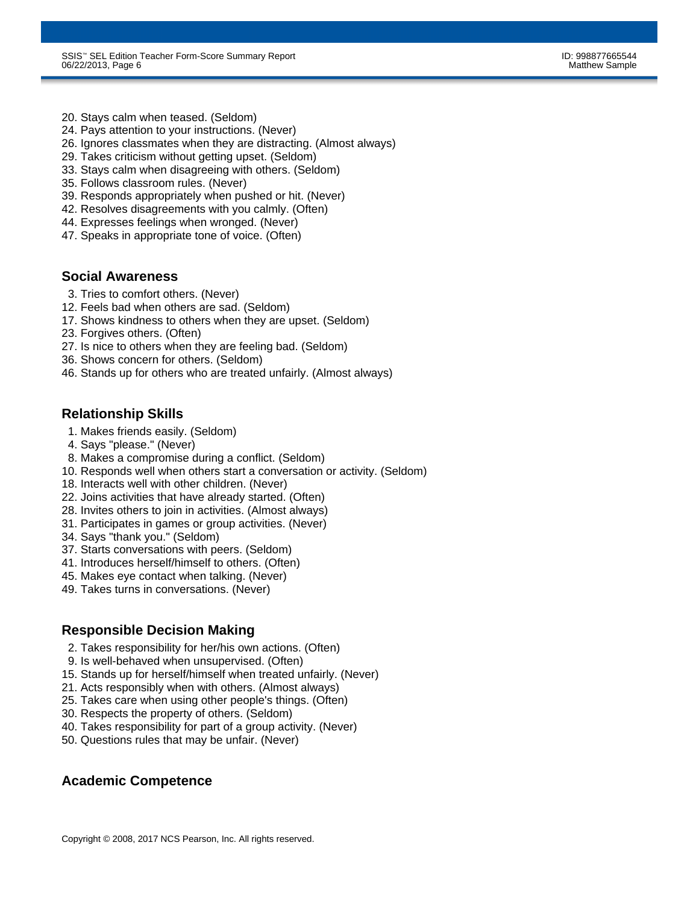20. Stays calm when teased. (Seldom)
24. Pays attention to your instructions. (Never)
26. Ignores classmates when they are distracting. (Almost always)
29. Takes criticism without getting upset. (Seldom)
33. Stays calm when disagreeing with others. (Seldom)
35. Follows classroom rules. (Never)
39. Responds appropriately when pushed or hit. (Never)
42. Resolves disagreements with you calmly. (Often)
44. Expresses feelings when wronged. (Never)
47. Speaks in appropriate tone of voice. (Often)

## Social Awareness

3. Tries to comfort others. (Never)
12. Feels bad when others are sad. (Seldom)
17. Shows kindness to others when they are upset. (Seldom)
23. Forgives others. (Often)
27. Is nice to others when they are feeling bad. (Seldom)
36. Shows concern for others. (Seldom)
46. Stands up for others who are treated unfairly. (Almost always)

## Relationship Skills

1. Makes friends easily. (Seldom)
4. Says "please." (Never)
8. Makes a compromise during a conflict. (Seldom)
10. Responds well when others start a conversation or activity. (Seldom)
18. Interacts well with other children. (Never)
22. Joins activities that have already started. (Often)
28. Invites others to join in activities. (Almost always)
31. Participates in games or group activities. (Never)
34. Says "thank you." (Seldom)
37. Starts conversations with peers. (Seldom)
41. Introduces herself/himself to others. (Often)
45. Makes eye contact when talking. (Never)
49. Takes turns in conversations. (Never)

## Responsible Decision Making

2. Takes responsibility for her/his own actions. (Often)
9. Is well-behaved when unsupervised. (Often)
15. Stands up for herself/himself when treated unfairly. (Never)
21. Acts responsibly when with others. (Almost always)
25. Takes care when using other people's things. (Often)
30. Respects the property of others. (Seldom)
40. Takes responsibility for part of a group activity. (Never)
50. Questions rules that may be unfair. (Never)

## Academic Competence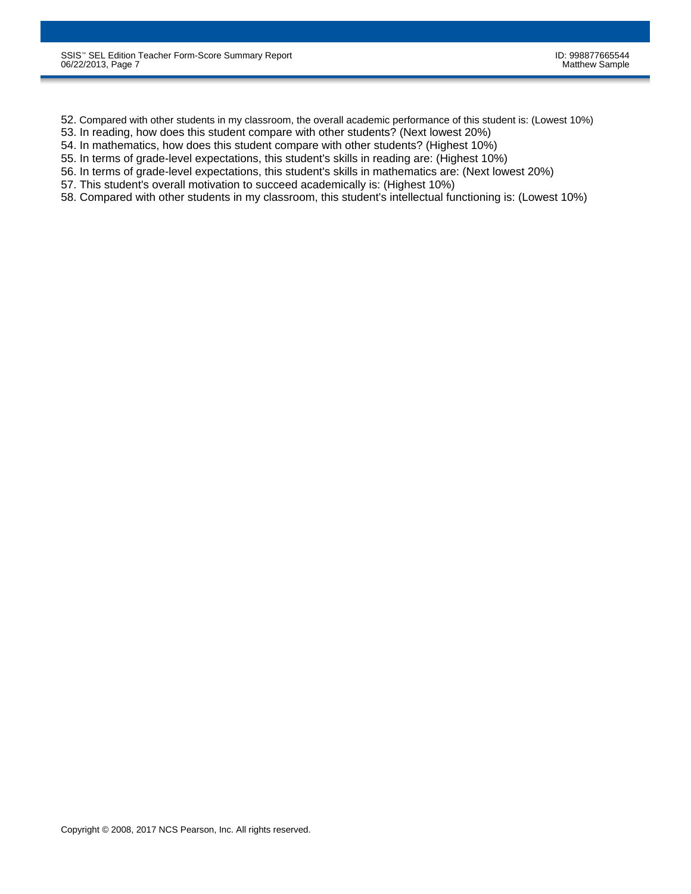52. Compared with other students in my classroom, the overall academic performance of this student is: (Lowest 10%)
53. In reading, how does this student compare with other students? (Next lowest 20%)
54. In mathematics, how does this student compare with other students? (Highest 10%)
55. In terms of grade-level expectations, this student's skills in reading are: (Highest 10%)
56. In terms of grade-level expectations, this student's skills in mathematics are: (Next lowest 20%)
57. This student's overall motivation to succeed academically is: (Highest 10%)
58. Compared with other students in my classroom, this student's intellectual functioning is: (Lowest 10%)

Copyright © 2008, 2017 NCS Pearson, Inc. All rights reserved.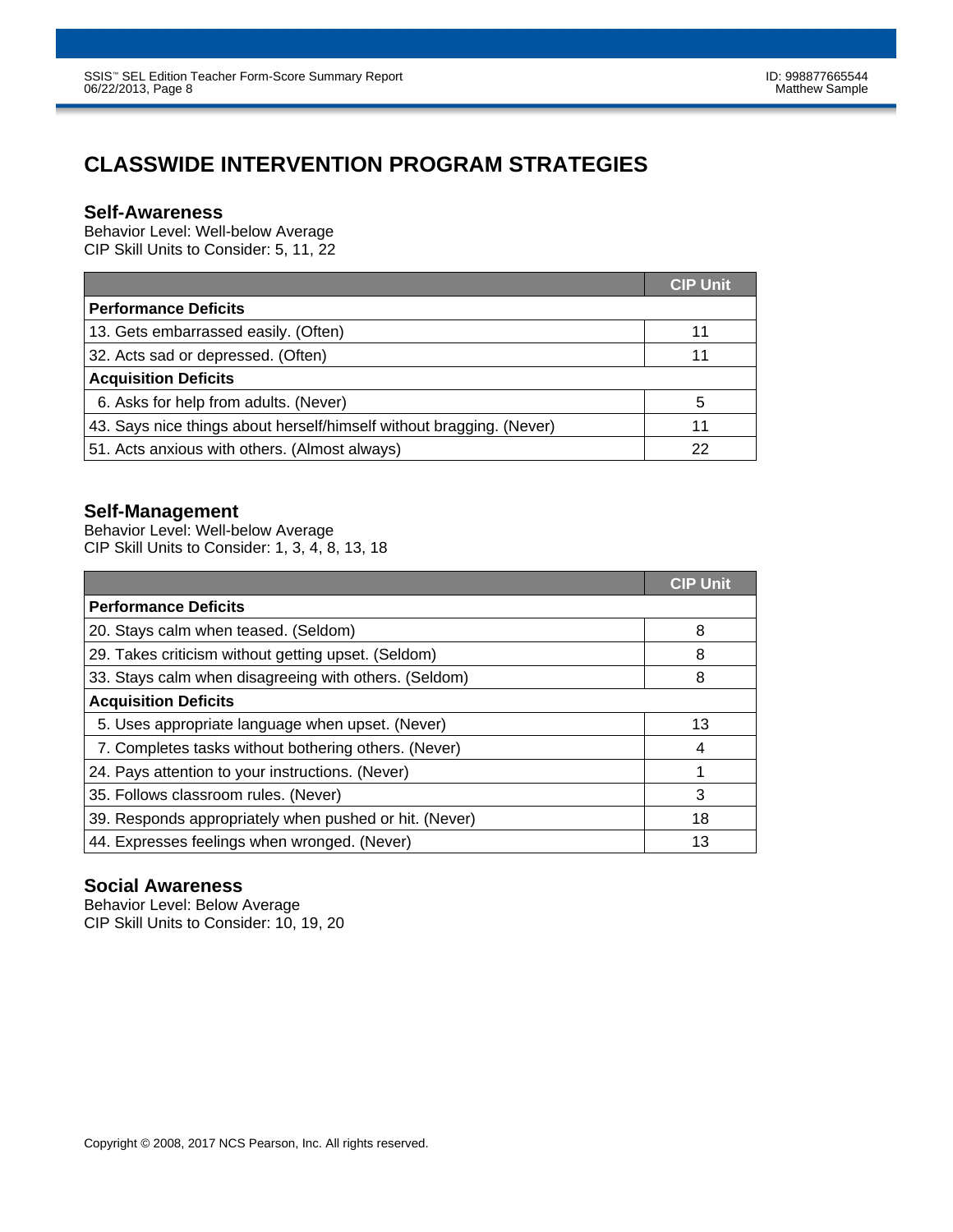# CLASSWIDE INTERVENTION PROGRAM STRATEGIES

## Self-Awareness

Behavior Level: Well-below Average
CIP Skill Units to Consider: 5, 11, 22

| | CIP Unit |
|---|---|
| **Performance Deficits** | |
| 13. Gets embarrassed easily. (Often) | 11 |
| 32. Acts sad or depressed. (Often) | 11 |
| **Acquisition Deficits** | |
| 6. Asks for help from adults. (Never) | 5 |
| 43. Says nice things about herself/himself without bragging. (Never) | 11 |
| 51. Acts anxious with others. (Almost always) | 22 |

## Self-Management

Behavior Level: Well-below Average
CIP Skill Units to Consider: 1, 3, 4, 8, 13, 18

| | CIP Unit |
|---|---|
| **Performance Deficits** | |
| 20. Stays calm when teased. (Seldom) | 8 |
| 29. Takes criticism without getting upset. (Seldom) | 8 |
| 33. Stays calm when disagreeing with others. (Seldom) | 8 |
| **Acquisition Deficits** | |
| 5. Uses appropriate language when upset. (Never) | 13 |
| 7. Completes tasks without bothering others. (Never) | 4 |
| 24. Pays attention to your instructions. (Never) | 1 |
| 35. Follows classroom rules. (Never) | 3 |
| 39. Responds appropriately when pushed or hit. (Never) | 18 |
| 44. Expresses feelings when wronged. (Never) | 13 |

## Social Awareness

Behavior Level: Below Average
CIP Skill Units to Consider: 10, 19, 20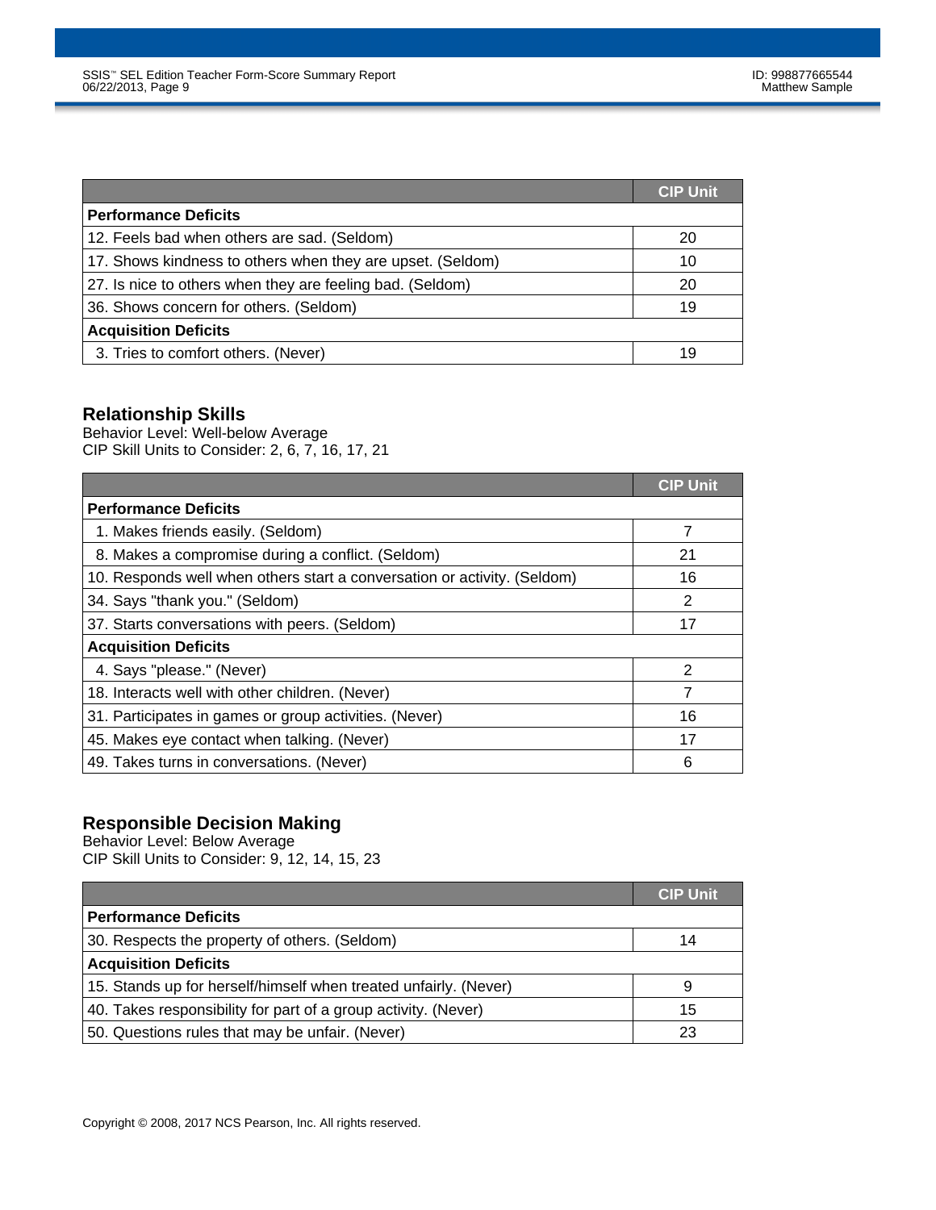| | CIP Unit |
|---|---|
| **Performance Deficits** | |
| 12. Feels bad when others are sad. (Seldom) | 20 |
| 17. Shows kindness to others when they are upset. (Seldom) | 10 |
| 27. Is nice to others when they are feeling bad. (Seldom) | 20 |
| 36. Shows concern for others. (Seldom) | 19 |
| **Acquisition Deficits** | |
| 3. Tries to comfort others. (Never) | 19 |

## Relationship Skills

Behavior Level: Well-below Average
CIP Skill Units to Consider: 2, 6, 7, 16, 17, 21

| | CIP Unit |
|---|---|
| **Performance Deficits** | |
| 1. Makes friends easily. (Seldom) | 7 |
| 8. Makes a compromise during a conflict. (Seldom) | 21 |
| 10. Responds well when others start a conversation or activity. (Seldom) | 16 |
| 34. Says "thank you." (Seldom) | 2 |
| 37. Starts conversations with peers. (Seldom) | 17 |
| **Acquisition Deficits** | |
| 4. Says "please." (Never) | 2 |
| 18. Interacts well with other children. (Never) | 7 |
| 31. Participates in games or group activities. (Never) | 16 |
| 45. Makes eye contact when talking. (Never) | 17 |
| 49. Takes turns in conversations. (Never) | 6 |

## Responsible Decision Making

Behavior Level: Below Average
CIP Skill Units to Consider: 9, 12, 14, 15, 23

| | CIP Unit |
|---|---|
| **Performance Deficits** | |
| 30. Respects the property of others. (Seldom) | 14 |
| **Acquisition Deficits** | |
| 15. Stands up for herself/himself when treated unfairly. (Never) | 9 |
| 40. Takes responsibility for part of a group activity. (Never) | 15 |
| 50. Questions rules that may be unfair. (Never) | 23 |

Copyright © 2008, 2017 NCS Pearson, Inc. All rights reserved.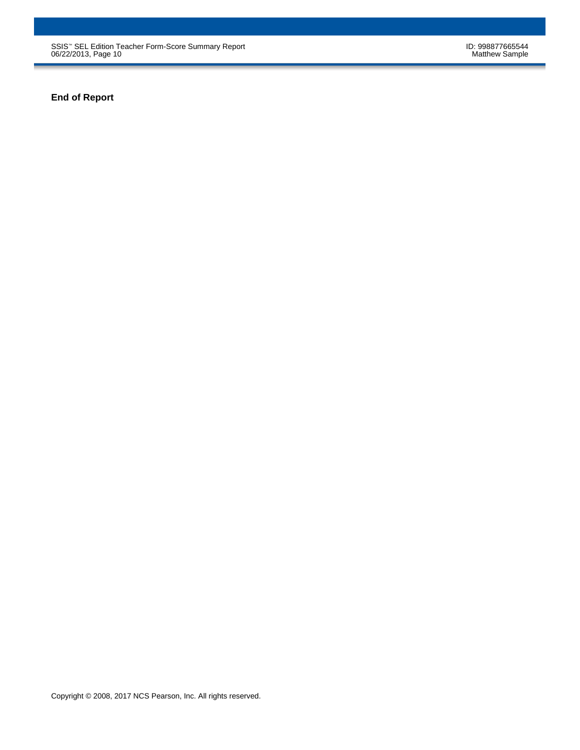**End of Report**

Copyright © 2008, 2017 NCS Pearson, Inc. All rights reserved.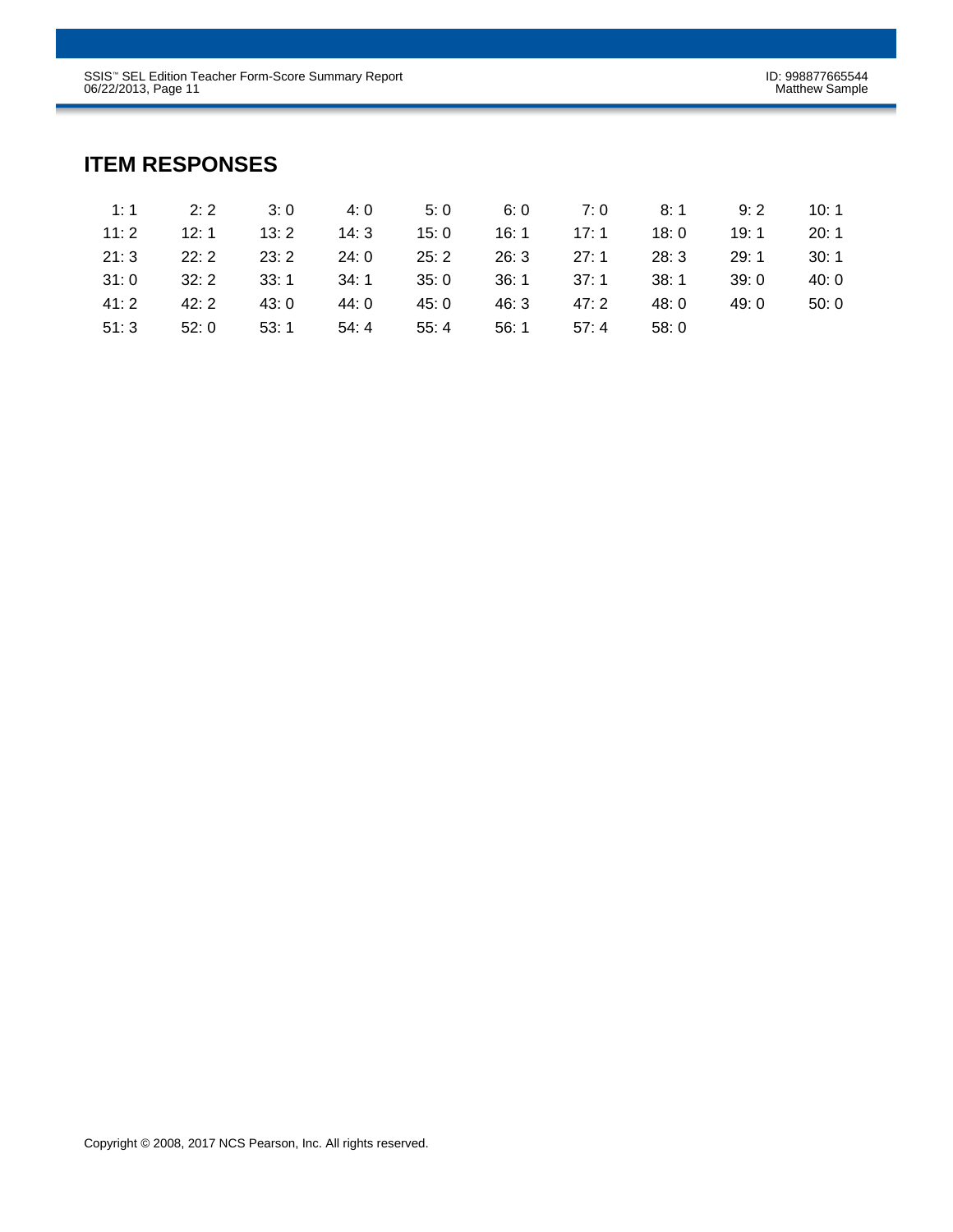# ITEM RESPONSES

| | | | | | | | | | |
|---|---|---|---|---|---|---|---|---|---|
| 1: 1 | 2: 2 | 3: 0 | 4: 0 | 5: 0 | 6: 0 | 7: 0 | 8: 1 | 9: 2 | 10: 1 |
| 11: 2 | 12: 1 | 13: 2 | 14: 3 | 15: 0 | 16: 1 | 17: 1 | 18: 0 | 19: 1 | 20: 1 |
| 21: 3 | 22: 2 | 23: 2 | 24: 0 | 25: 2 | 26: 3 | 27: 1 | 28: 3 | 29: 1 | 30: 1 |
| 31: 0 | 32: 2 | 33: 1 | 34: 1 | 35: 0 | 36: 1 | 37: 1 | 38: 1 | 39: 0 | 40: 0 |
| 41: 2 | 42: 2 | 43: 0 | 44: 0 | 45: 0 | 46: 3 | 47: 2 | 48: 0 | 49: 0 | 50: 0 |
| 51: 3 | 52: 0 | 53: 1 | 54: 4 | 55: 4 | 56: 1 | 57: 4 | 58: 0 | | |